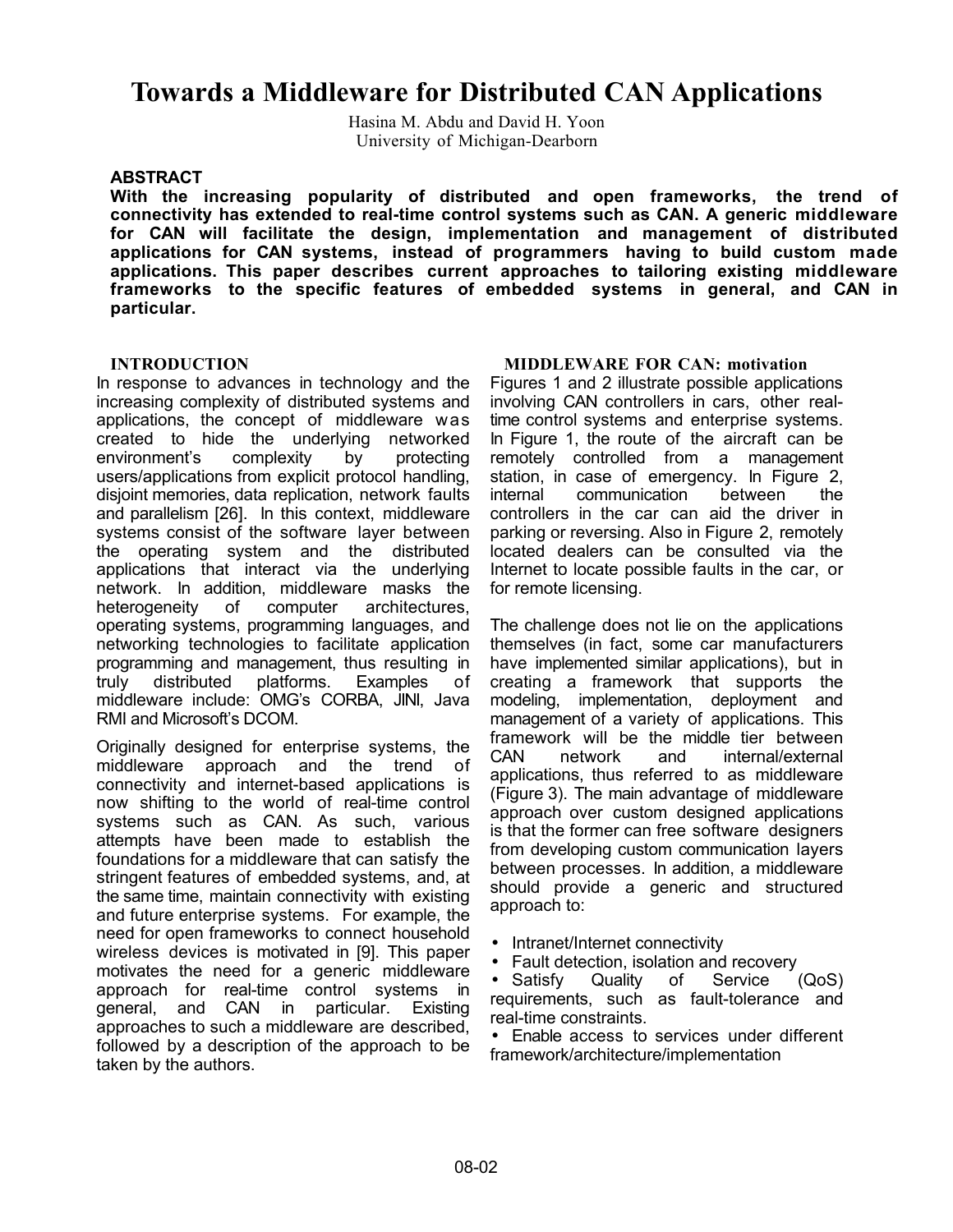# Towards a Middleware for Distributed CAN Applications

Hasina M. Abdu and David H. Yoon
University of Michigan-Dearborn

## ABSTRACT

**With the increasing popularity of distributed and open frameworks, the trend of connectivity has extended to real-time control systems such as CAN. A generic middleware for CAN will facilitate the design, implementation and management of distributed applications for CAN systems, instead of programmers having to build custom made applications. This paper describes current approaches to tailoring existing middleware frameworks to the specific features of embedded systems in general, and CAN in particular.**

## INTRODUCTION

In response to advances in technology and the increasing complexity of distributed systems and applications, the concept of middleware was created to hide the underlying networked environment's complexity by protecting users/applications from explicit protocol handling, disjoint memories, data replication, network faults and parallelism [26]. In this context, middleware systems consist of the software layer between the operating system and the distributed applications that interact via the underlying network. In addition, middleware masks the heterogeneity of computer architectures, operating systems, programming languages, and networking technologies to facilitate application programming and management, thus resulting in truly distributed platforms. Examples of middleware include: OMG's CORBA, JINI, Java RMI and Microsoft's DCOM.

Originally designed for enterprise systems, the middleware approach and the trend of connectivity and internet-based applications is now shifting to the world of real-time control systems such as CAN. As such, various attempts have been made to establish the foundations for a middleware that can satisfy the stringent features of embedded systems, and, at the same time, maintain connectivity with existing and future enterprise systems. For example, the need for open frameworks to connect household wireless devices is motivated in [9]. This paper motivates the need for a generic middleware approach for real-time control systems in general, and CAN in particular. Existing approaches to such a middleware are described, followed by a description of the approach to be taken by the authors.

## MIDDLEWARE FOR CAN: motivation

Figures 1 and 2 illustrate possible applications involving CAN controllers in cars, other real-time control systems and enterprise systems. In Figure 1, the route of the aircraft can be remotely controlled from a management station, in case of emergency. In Figure 2, internal communication between the controllers in the car can aid the driver in parking or reversing. Also in Figure 2, remotely located dealers can be consulted via the Internet to locate possible faults in the car, or for remote licensing.

The challenge does not lie on the applications themselves (in fact, some car manufacturers have implemented similar applications), but in creating a framework that supports the modeling, implementation, deployment and management of a variety of applications. This framework will be the middle tier between CAN network and internal/external applications, thus referred to as middleware (Figure 3). The main advantage of middleware approach over custom designed applications is that the former can free software designers from developing custom communication layers between processes. In addition, a middleware should provide a generic and structured approach to:

- Intranet/Internet connectivity
- Fault detection, isolation and recovery
- Satisfy Quality of Service (QoS) requirements, such as fault-tolerance and real-time constraints.
- Enable access to services under different framework/architecture/implementation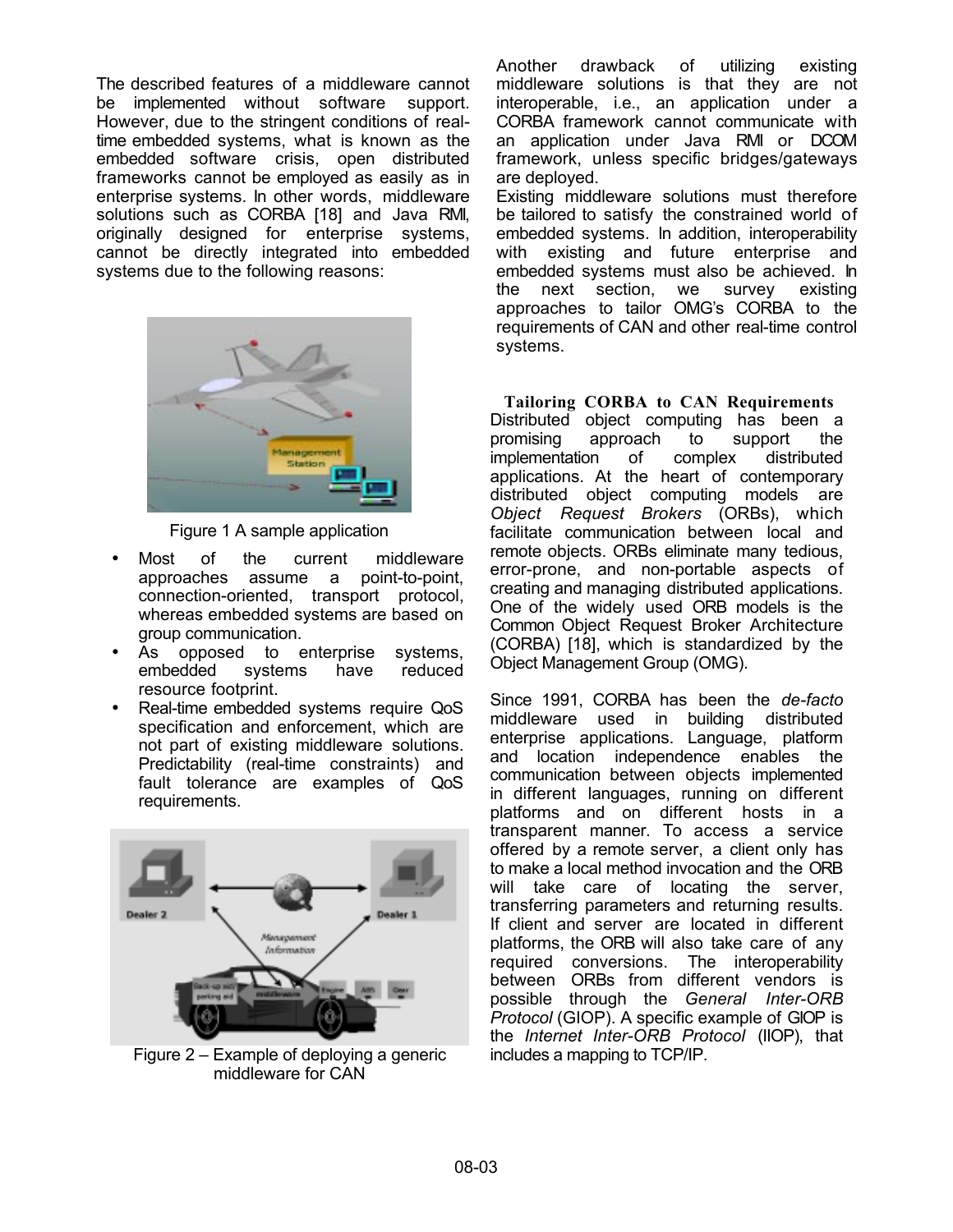The described features of a middleware cannot be implemented without software support. However, due to the stringent conditions of real-time embedded systems, what is known as the embedded software crisis, open distributed frameworks cannot be employed as easily as in enterprise systems. In other words, middleware solutions such as CORBA [18] and Java RMI, originally designed for enterprise systems, cannot be directly integrated into embedded systems due to the following reasons:

Figure 1 A sample application

- Most of the current middleware approaches assume a point-to-point, connection-oriented, transport protocol, whereas embedded systems are based on group communication.
- As opposed to enterprise systems, embedded systems have reduced resource footprint.
- Real-time embedded systems require QoS specification and enforcement, which are not part of existing middleware solutions. Predictability (real-time constraints) and fault tolerance are examples of QoS requirements.

Figure 2 – Example of deploying a generic middleware for CAN

Another drawback of utilizing existing middleware solutions is that they are not interoperable, i.e., an application under a CORBA framework cannot communicate with an application under Java RMI or DCOM framework, unless specific bridges/gateways are deployed.

Existing middleware solutions must therefore be tailored to satisfy the constrained world of embedded systems. In addition, interoperability with existing and future enterprise and embedded systems must also be achieved. In the next section, we survey existing approaches to tailor OMG's CORBA to the requirements of CAN and other real-time control systems.

## Tailoring CORBA to CAN Requirements

Distributed object computing has been a promising approach to support the implementation of complex distributed applications. At the heart of contemporary distributed object computing models are *Object Request Brokers* (ORBs), which facilitate communication between local and remote objects. ORBs eliminate many tedious, error-prone, and non-portable aspects of creating and managing distributed applications. One of the widely used ORB models is the Common Object Request Broker Architecture (CORBA) [18], which is standardized by the Object Management Group (OMG).

Since 1991, CORBA has been the *de-facto* middleware used in building distributed enterprise applications. Language, platform and location independence enables the communication between objects implemented in different languages, running on different platforms and on different hosts in a transparent manner. To access a service offered by a remote server, a client only has to make a local method invocation and the ORB will take care of locating the server, transferring parameters and returning results. If client and server are located in different platforms, the ORB will also take care of any required conversions. The interoperability between ORBs from different vendors is possible through the *General Inter-ORB Protocol* (GIOP). A specific example of GIOP is the *Internet Inter-ORB Protocol* (IIOP), that includes a mapping to TCP/IP.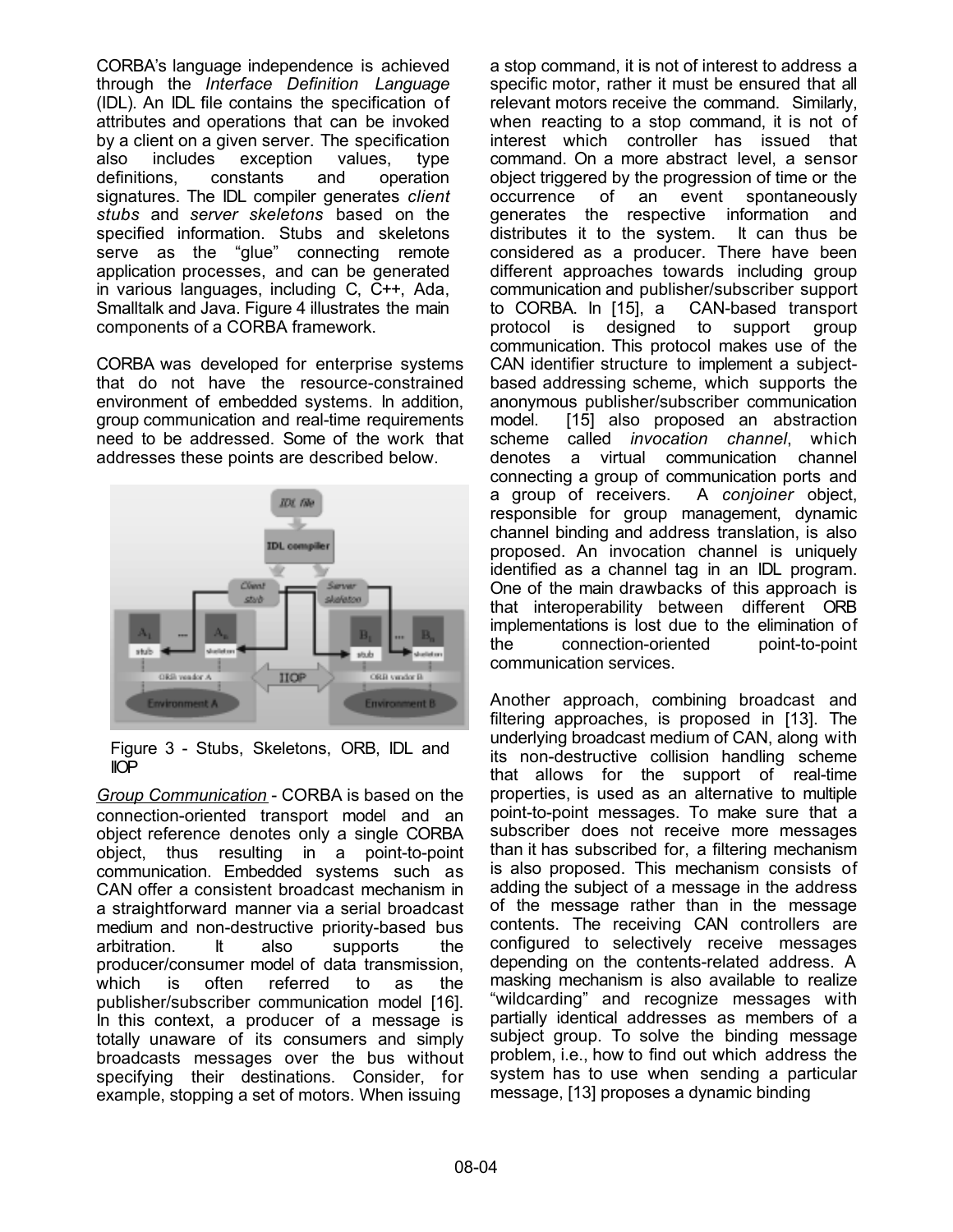CORBA's language independence is achieved through the *Interface Definition Language* (IDL). An IDL file contains the specification of attributes and operations that can be invoked by a client on a given server. The specification also includes exception values, type definitions, constants and operation signatures. The IDL compiler generates *client stubs* and *server skeletons* based on the specified information. Stubs and skeletons serve as the "glue" connecting remote application processes, and can be generated in various languages, including C, C++, Ada, Smalltalk and Java. Figure 4 illustrates the main components of a CORBA framework.

CORBA was developed for enterprise systems that do not have the resource-constrained environment of embedded systems. In addition, group communication and real-time requirements need to be addressed. Some of the work that addresses these points are described below.

Figure 3 - Stubs, Skeletons, ORB, IDL and IIOP

*Group Communication* - CORBA is based on the connection-oriented transport model and an object reference denotes only a single CORBA object, thus resulting in a point-to-point communication. Embedded systems such as CAN offer a consistent broadcast mechanism in a straightforward manner via a serial broadcast medium and non-destructive priority-based bus arbitration. It also supports the producer/consumer model of data transmission, which is often referred to as the publisher/subscriber communication model [16]. In this context, a producer of a message is totally unaware of its consumers and simply broadcasts messages over the bus without specifying their destinations. Consider, for example, stopping a set of motors. When issuing a stop command, it is not of interest to address a specific motor, rather it must be ensured that all relevant motors receive the command. Similarly, when reacting to a stop command, it is not of interest which controller has issued that command. On a more abstract level, a sensor object triggered by the progression of time or the occurrence of an event spontaneously generates the respective information and distributes it to the system. It can thus be considered as a producer. There have been different approaches towards including group communication and publisher/subscriber support to CORBA. In [15], a CAN-based transport protocol is designed to support group communication. This protocol makes use of the CAN identifier structure to implement a subject-based addressing scheme, which supports the anonymous publisher/subscriber communication model. [15] also proposed an abstraction scheme called *invocation channel*, which denotes a virtual communication channel connecting a group of communication ports and a group of receivers. A *conjoiner* object, responsible for group management, dynamic channel binding and address translation, is also proposed. An invocation channel is uniquely identified as a channel tag in an IDL program. One of the main drawbacks of this approach is that interoperability between different ORB implementations is lost due to the elimination of the connection-oriented point-to-point communication services.

Another approach, combining broadcast and filtering approaches, is proposed in [13]. The underlying broadcast medium of CAN, along with its non-destructive collision handling scheme that allows for the support of real-time properties, is used as an alternative to multiple point-to-point messages. To make sure that a subscriber does not receive more messages than it has subscribed for, a filtering mechanism is also proposed. This mechanism consists of adding the subject of a message in the address of the message rather than in the message contents. The receiving CAN controllers are configured to selectively receive messages depending on the contents-related address. A masking mechanism is also available to realize "wildcarding" and recognize messages with partially identical addresses as members of a subject group. To solve the binding message problem, i.e., how to find out which address the system has to use when sending a particular message, [13] proposes a dynamic binding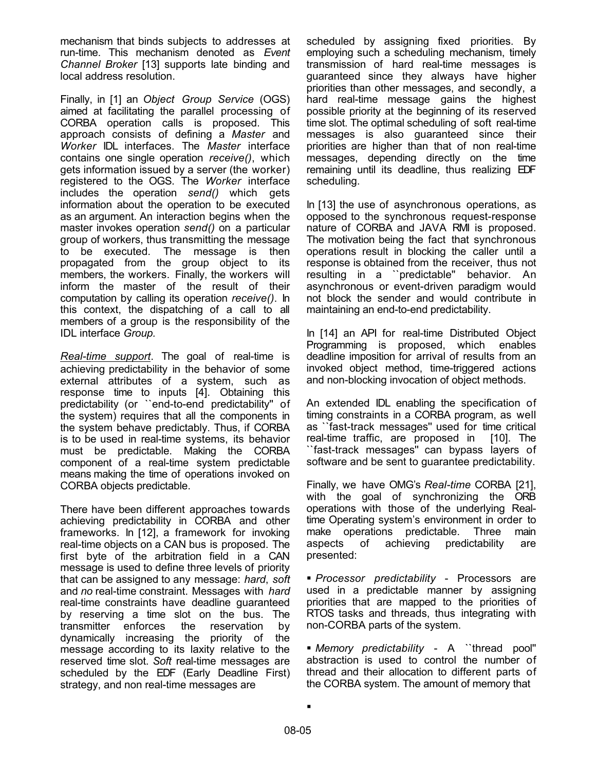mechanism that binds subjects to addresses at run-time. This mechanism denoted as *Event Channel Broker* [13] supports late binding and local address resolution.

Finally, in [1] an *Object Group Service* (OGS) aimed at facilitating the parallel processing of CORBA operation calls is proposed. This approach consists of defining a *Master* and *Worker* IDL interfaces. The *Master* interface contains one single operation *receive()*, which gets information issued by a server (the worker) registered to the OGS. The *Worker* interface includes the operation *send()* which gets information about the operation to be executed as an argument. An interaction begins when the master invokes operation *send()* on a particular group of workers, thus transmitting the message to be executed. The message is then propagated from the group object to its members, the workers. Finally, the workers will inform the master of the result of their computation by calling its operation *receive()*. In this context, the dispatching of a call to all members of a group is the responsibility of the IDL interface *Group.*

*Real-time support*. The goal of real-time is achieving predictability in the behavior of some external attributes of a system, such as response time to inputs [4]. Obtaining this predictability (or ``end-to-end predictability'' of the system) requires that all the components in the system behave predictably. Thus, if CORBA is to be used in real-time systems, its behavior must be predictable. Making the CORBA component of a real-time system predictable means making the time of operations invoked on CORBA objects predictable.

There have been different approaches towards achieving predictability in CORBA and other frameworks. In [12], a framework for invoking real-time objects on a CAN bus is proposed. The first byte of the arbitration field in a CAN message is used to define three levels of priority that can be assigned to any message: *hard*, *soft* and *no* real-time constraint. Messages with *hard* real-time constraints have deadline guaranteed by reserving a time slot on the bus. The transmitter enforces the reservation by dynamically increasing the priority of the message according to its laxity relative to the reserved time slot. *Soft* real-time messages are scheduled by the EDF (Early Deadline First) strategy, and non real-time messages are scheduled by assigning fixed priorities. By employing such a scheduling mechanism, timely transmission of hard real-time messages is guaranteed since they always have higher priorities than other messages, and secondly, a hard real-time message gains the highest possible priority at the beginning of its reserved time slot. The optimal scheduling of soft real-time messages is also guaranteed since their priorities are higher than that of non real-time messages, depending directly on the time remaining until its deadline, thus realizing EDF scheduling.

In [13] the use of asynchronous operations, as opposed to the synchronous request-response nature of CORBA and JAVA RMI is proposed. The motivation being the fact that synchronous operations result in blocking the caller until a response is obtained from the receiver, thus not resulting in a ``predictable'' behavior. An asynchronous or event-driven paradigm would not block the sender and would contribute in maintaining an end-to-end predictability.

In [14] an API for real-time Distributed Object Programming is proposed, which enables deadline imposition for arrival of results from an invoked object method, time-triggered actions and non-blocking invocation of object methods.

An extended IDL enabling the specification of timing constraints in a CORBA program, as well as ``fast-track messages'' used for time critical real-time traffic, are proposed in [10]. The ``fast-track messages'' can bypass layers of software and be sent to guarantee predictability.

Finally, we have OMG's *Real-time* CORBA [21], with the goal of synchronizing the ORB operations with those of the underlying Real-time Operating system's environment in order to make operations predictable. Three main aspects of achieving predictability are presented:

- *Processor predictability* - Processors are used in a predictable manner by assigning priorities that are mapped to the priorities of RTOS tasks and threads, thus integrating with non-CORBA parts of the system.
- *Memory predictability* - A ``thread pool'' abstraction is used to control the number of thread and their allocation to different parts of the CORBA system. The amount of memory that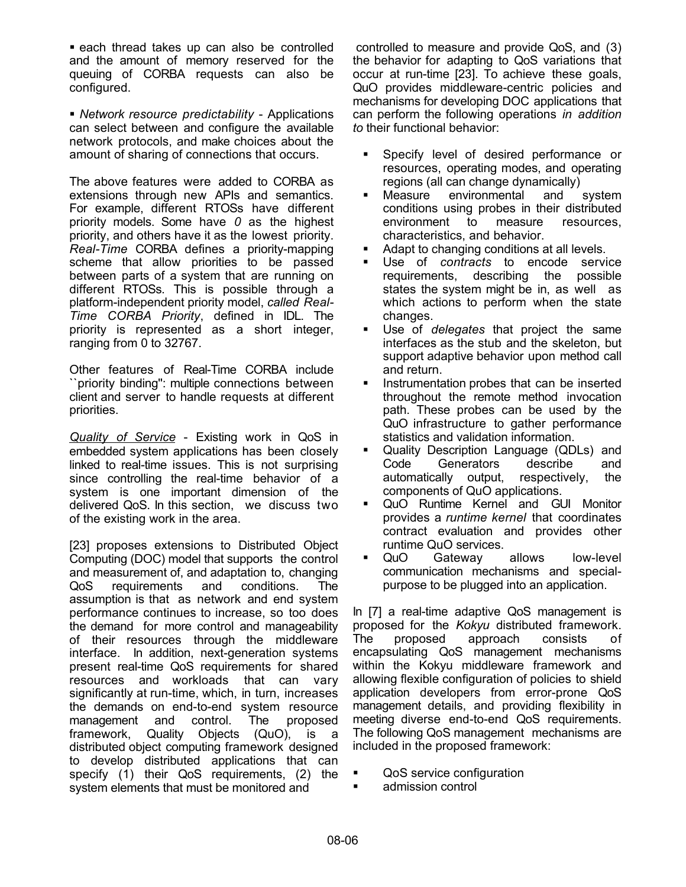▪ each thread takes up can also be controlled and the amount of memory reserved for the queuing of CORBA requests can also be configured.

▪ *Network resource predictability* - Applications can select between and configure the available network protocols, and make choices about the amount of sharing of connections that occurs.

The above features were added to CORBA as extensions through new APIs and semantics. For example, different RTOSs have different priority models. Some have *0* as the highest priority, and others have it as the lowest priority. *Real-Time* CORBA defines a priority-mapping scheme that allow priorities to be passed between parts of a system that are running on different RTOSs. This is possible through a platform-independent priority model, *called Real-Time CORBA Priority*, defined in IDL. The priority is represented as a short integer, ranging from 0 to 32767.

Other features of Real-Time CORBA include ``priority binding'': multiple connections between client and server to handle requests at different priorities.

<u>*Quality of Service*</u> - Existing work in QoS in embedded system applications has been closely linked to real-time issues. This is not surprising since controlling the real-time behavior of a system is one important dimension of the delivered QoS. In this section, we discuss two of the existing work in the area.

[23] proposes extensions to Distributed Object Computing (DOC) model that supports the control and measurement of, and adaptation to, changing QoS requirements and conditions. The assumption is that as network and end system performance continues to increase, so too does the demand for more control and manageability of their resources through the middleware interface. In addition, next-generation systems present real-time QoS requirements for shared resources and workloads that can vary significantly at run-time, which, in turn, increases the demands on end-to-end system resource management and control. The proposed framework, Quality Objects (QuO), is a distributed object computing framework designed to develop distributed applications that can specify (1) their QoS requirements, (2) the system elements that must be monitored and controlled to measure and provide QoS, and (3) the behavior for adapting to QoS variations that occur at run-time [23]. To achieve these goals, QuO provides middleware-centric policies and mechanisms for developing DOC applications that can perform the following operations *in addition to* their functional behavior:

- Specify level of desired performance or resources, operating modes, and operating regions (all can change dynamically)
- Measure environmental and system conditions using probes in their distributed environment to measure resources, characteristics, and behavior.
- Adapt to changing conditions at all levels.
- Use of *contracts* to encode service requirements, describing the possible states the system might be in, as well as which actions to perform when the state changes.
- Use of *delegates* that project the same interfaces as the stub and the skeleton, but support adaptive behavior upon method call and return.
- Instrumentation probes that can be inserted throughout the remote method invocation path. These probes can be used by the QuO infrastructure to gather performance statistics and validation information.
- Quality Description Language (QDLs) and Code Generators describe and automatically output, respectively, the components of QuO applications.
- QuO Runtime Kernel and GUI Monitor provides a *runtime kernel* that coordinates contract evaluation and provides other runtime QuO services.
- QuO Gateway allows low-level communication mechanisms and special-purpose to be plugged into an application.

In [7] a real-time adaptive QoS management is proposed for the *Kokyu* distributed framework. The proposed approach consists of encapsulating QoS management mechanisms within the Kokyu middleware framework and allowing flexible configuration of policies to shield application developers from error-prone QoS management details, and providing flexibility in meeting diverse end-to-end QoS requirements. The following QoS management mechanisms are included in the proposed framework:

- QoS service configuration
- admission control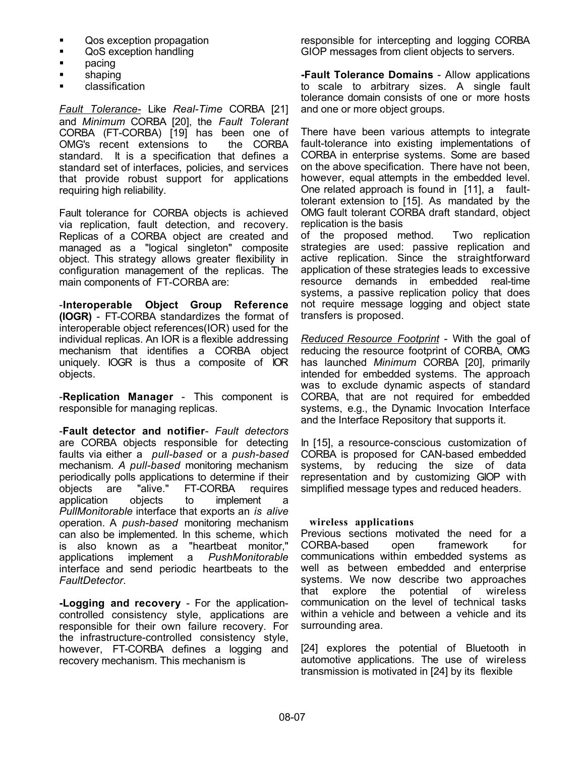- Qos exception propagation
- QoS exception handling
- pacing
- shaping
- classification

*Fault Tolerance-* Like *Real-Time* CORBA [21] and *Minimum* CORBA [20], the *Fault Tolerant* CORBA (FT-CORBA) [19] has been one of OMG's recent extensions to the CORBA standard. It is a specification that defines a standard set of interfaces, policies, and services that provide robust support for applications requiring high reliability.

Fault tolerance for CORBA objects is achieved via replication, fault detection, and recovery. Replicas of a CORBA object are created and managed as a "logical singleton" composite object. This strategy allows greater flexibility in configuration management of the replicas. The main components of FT-CORBA are:

-**Interoperable Object Group Reference (IOGR)** - FT-CORBA standardizes the format of interoperable object references(IOR) used for the individual replicas. An IOR is a flexible addressing mechanism that identifies a CORBA object uniquely. IOGR is thus a composite of IOR objects.

-**Replication Manager** - This component is responsible for managing replicas.

-**Fault detector and notifier**- *Fault detectors* are CORBA objects responsible for detecting faults via either a *pull-based* or a *push-based* mechanism. *A pull-based* monitoring mechanism periodically polls applications to determine if their objects are "alive." FT-CORBA requires application objects to implement a *PullMonitorable* interface that exports an *is alive* operation. A *push-based* monitoring mechanism can also be implemented. In this scheme, which is also known as a "heartbeat monitor," applications implement a *PushMonitorable* interface and send periodic heartbeats to the *FaultDetector*.

**-Logging and recovery** - For the application-controlled consistency style, applications are responsible for their own failure recovery. For the infrastructure-controlled consistency style, however, FT-CORBA defines a logging and recovery mechanism. This mechanism is responsible for intercepting and logging CORBA GIOP messages from client objects to servers.

**-Fault Tolerance Domains** - Allow applications to scale to arbitrary sizes. A single fault tolerance domain consists of one or more hosts and one or more object groups.

There have been various attempts to integrate fault-tolerance into existing implementations of CORBA in enterprise systems. Some are based on the above specification. There have not been, however, equal attempts in the embedded level. One related approach is found in [11], a fault-tolerant extension to [15]. As mandated by the OMG fault tolerant CORBA draft standard, object replication is the basis of the proposed method. Two replication strategies are used: passive replication and active replication. Since the straightforward application of these strategies leads to excessive resource demands in embedded real-time systems, a passive replication policy that does not require message logging and object state transfers is proposed.

*Reduced Resource Footprint* - With the goal of reducing the resource footprint of CORBA, OMG has launched *Minimum* CORBA [20], primarily intended for embedded systems. The approach was to exclude dynamic aspects of standard CORBA, that are not required for embedded systems, e.g., the Dynamic Invocation Interface and the Interface Repository that supports it.

In [15], a resource-conscious customization of CORBA is proposed for CAN-based embedded systems, by reducing the size of data representation and by customizing GIOP with simplified message types and reduced headers.

### wireless applications

Previous sections motivated the need for a CORBA-based open framework for communications within embedded systems as well as between embedded and enterprise systems. We now describe two approaches that explore the potential of wireless communication on the level of technical tasks within a vehicle and between a vehicle and its surrounding area.

[24] explores the potential of Bluetooth in automotive applications. The use of wireless transmission is motivated in [24] by its flexible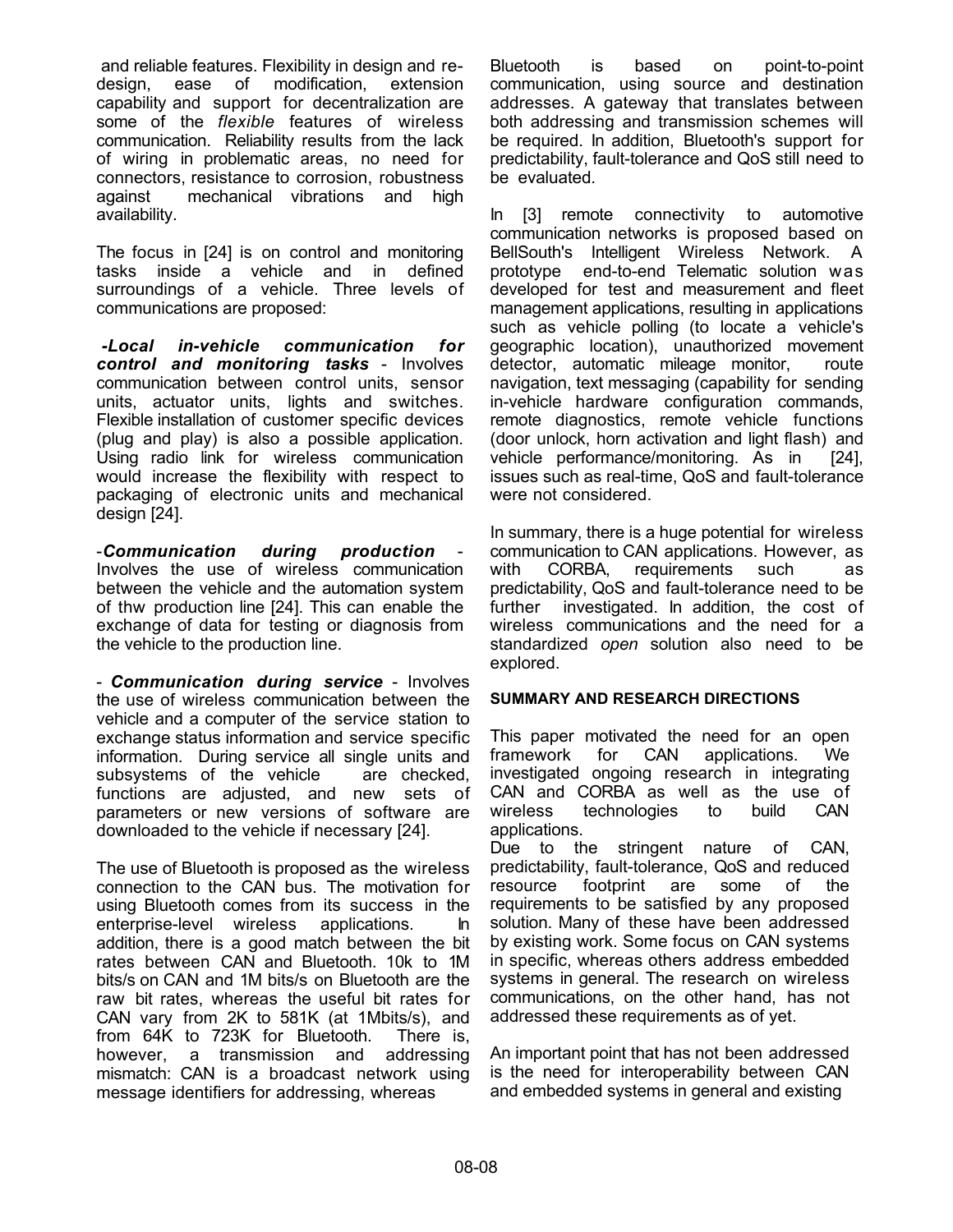and reliable features. Flexibility in design and re-design, ease of modification, extension capability and support for decentralization are some of the *flexible* features of wireless communication. Reliability results from the lack of wiring in problematic areas, no need for connectors, resistance to corrosion, robustness against mechanical vibrations and high availability.

The focus in [24] is on control and monitoring tasks inside a vehicle and in defined surroundings of a vehicle. Three levels of communications are proposed:

-***Local in-vehicle communication for control and monitoring tasks*** - Involves communication between control units, sensor units, actuator units, lights and switches. Flexible installation of customer specific devices (plug and play) is also a possible application. Using radio link for wireless communication would increase the flexibility with respect to packaging of electronic units and mechanical design [24].

-***Communication during production*** - Involves the use of wireless communication between the vehicle and the automation system of thw production line [24]. This can enable the exchange of data for testing or diagnosis from the vehicle to the production line.

- ***Communication during service*** - Involves the use of wireless communication between the vehicle and a computer of the service station to exchange status information and service specific information. During service all single units and subsystems of the vehicle are checked, functions are adjusted, and new sets of parameters or new versions of software are downloaded to the vehicle if necessary [24].

The use of Bluetooth is proposed as the wireless connection to the CAN bus. The motivation for using Bluetooth comes from its success in the enterprise-level wireless applications. In addition, there is a good match between the bit rates between CAN and Bluetooth. 10k to 1M bits/s on CAN and 1M bits/s on Bluetooth are the raw bit rates, whereas the useful bit rates for CAN vary from 2K to 581K (at 1Mbits/s), and from 64K to 723K for Bluetooth. There is, however, a transmission and addressing mismatch: CAN is a broadcast network using message identifiers for addressing, whereas Bluetooth is based on point-to-point communication, using source and destination addresses. A gateway that translates between both addressing and transmission schemes will be required. In addition, Bluetooth's support for predictability, fault-tolerance and QoS still need to be evaluated.

In [3] remote connectivity to automotive communication networks is proposed based on BellSouth's Intelligent Wireless Network. A prototype end-to-end Telematic solution was developed for test and measurement and fleet management applications, resulting in applications such as vehicle polling (to locate a vehicle's geographic location), unauthorized movement detector, automatic mileage monitor, route navigation, text messaging (capability for sending in-vehicle hardware configuration commands, remote diagnostics, remote vehicle functions (door unlock, horn activation and light flash) and vehicle performance/monitoring. As in [24], issues such as real-time, QoS and fault-tolerance were not considered.

In summary, there is a huge potential for wireless communication to CAN applications. However, as with CORBA, requirements such as predictability, QoS and fault-tolerance need to be further investigated. In addition, the cost of wireless communications and the need for a standardized *open* solution also need to be explored.

## SUMMARY AND RESEARCH DIRECTIONS

This paper motivated the need for an open framework for CAN applications. We investigated ongoing research in integrating CAN and CORBA as well as the use of wireless technologies to build CAN applications.

Due to the stringent nature of CAN, predictability, fault-tolerance, QoS and reduced resource footprint are some of the requirements to be satisfied by any proposed solution. Many of these have been addressed by existing work. Some focus on CAN systems in specific, whereas others address embedded systems in general. The research on wireless communications, on the other hand, has not addressed these requirements as of yet.

An important point that has not been addressed is the need for interoperability between CAN and embedded systems in general and existing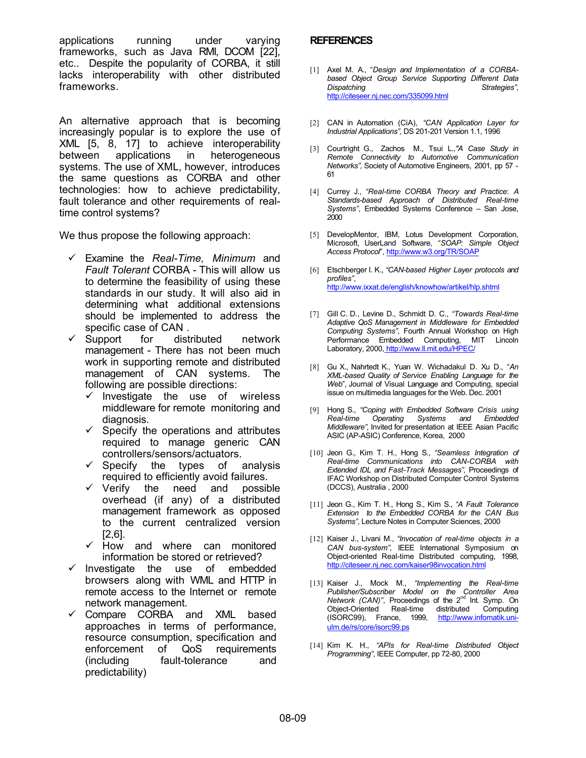applications running under varying frameworks, such as Java RMI, DCOM [22], etc.. Despite the popularity of CORBA, it still lacks interoperability with other distributed frameworks.

An alternative approach that is becoming increasingly popular is to explore the use of XML [5, 8, 17] to achieve interoperability between applications in heterogeneous systems. The use of XML, however, introduces the same questions as CORBA and other technologies: how to achieve predictability, fault tolerance and other requirements of real-time control systems?

We thus propose the following approach:

- ✓ Examine the *Real-Time, Minimum* and *Fault Tolerant* CORBA - This will allow us to determine the feasibility of using these standards in our study. It will also aid in determining what additional extensions should be implemented to address the specific case of CAN .
- ✓ Support for distributed network management - There has not been much work in supporting remote and distributed management of CAN systems. The following are possible directions:
  - ✓ Investigate the use of wireless middleware for remote monitoring and diagnosis.
  - ✓ Specify the operations and attributes required to manage generic CAN controllers/sensors/actuators.
  - ✓ Specify the types of analysis required to efficiently avoid failures.
  - ✓ Verify the need and possible overhead (if any) of a distributed management framework as opposed to the current centralized version [2,6].
  - ✓ How and where can monitored information be stored or retrieved?
- ✓ Investigate the use of embedded browsers along with WML and HTTP in remote access to the Internet or remote network management.
- ✓ Compare CORBA and XML based approaches in terms of performance, resource consumption, specification and enforcement of QoS requirements (including fault-tolerance and predictability)

## REFERENCES

[1] Axel M. A., "*Design and Implementation of a CORBA-based Object Group Service Supporting Different Data Dispatching Strategies*", http://citeseer.nj.nec.com/335099.html

[2] CAN in Automation (CiA), *"CAN Application Layer for Industrial Applications"*, DS 201-201 Version 1.1, 1996

[3] Courtright G., Zachos M., Tsui L.,*"A Case Study in Remote Connectivity to Automotive Communication Networks"*, Society of Automotive Engineers, 2001, pp 57 - 61

[4] Currey J., *"Real-time CORBA Theory and Practice: A Standards-based Approach of Distributed Real-time Systems"*, Embedded Systems Conference – San Jose, 2000

[5] DevelopMentor, IBM, Lotus Development Corporation, Microsoft, UserLand Software, "*SOAP: Simple Object Access Protocol*", http://www.w3.org/TR/SOAP

[6] Etschberger I. K., *"CAN-based Higher Layer protocols and profiles"*, http://www.ixxat.de/english/knowhow/artikel/hlp.shtml

[7] Gill C. D., Levine D., Schmidt D. C., *"Towards Real-time Adaptive QoS Management in Middleware for Embedded Computing Systems"*, Fourth Annual Workshop on High Performance Embedded Computing, MIT Lincoln Laboratory, 2000, http://www.ll.mit.edu/HPEC/

[8] Gu X., Nahrtedt K., Yuan W. Wichadakul D. Xu D., "*An XML-based Quality of Service Enabling Language for the Web*", Journal of Visual Language and Computing, special issue on multimedia languages for the Web. Dec. 2001

[9] Hong S., *"Coping with Embedded Software Crisis using Real-time Operating Systems and Embedded Middleware"*, Invited for presentation at IEEE Asian Pacific ASIC (AP-ASIC) Conference, Korea, 2000

[10] Jeon G., Kim T. H., Hong S., *"Seamless Integration of Real-time Communications into CAN-CORBA with Extended IDL and Fast-Track Messages"*, Proceedings of IFAC Workshop on Distributed Computer Control Systems (DCCS), Australia , 2000

[11] Jeon G., Kim T. H., Hong S., Kim S., *"A Fault Tolerance Extension to the Embedded CORBA for the CAN Bus Systems"*, Lecture Notes in Computer Sciences, 2000

[12] Kaiser J., Livani M., *"Invocation of real-time objects in a CAN bus-system"*, IEEE International Symposium on Object-oriented Real-time Distributed computing, 1998, http://citeseer.nj.nec.com/kaiser98invocation.html

[13] Kaiser J., Mock M., *"Implementing the Real-time Publisher/Subscriber Model on the Controller Area Network (CAN)"*, Proceedings of the 2nd Int. Symp. On Object-Oriented Real-time distributed Computing (ISORC99), France, 1999, http://www.infomatik.uni-ulm.de/rs/core/isorc99.ps

[14] Kim K. H., *"APIs for Real-time Distributed Object Programming"*, IEEE Computer, pp 72-80, 2000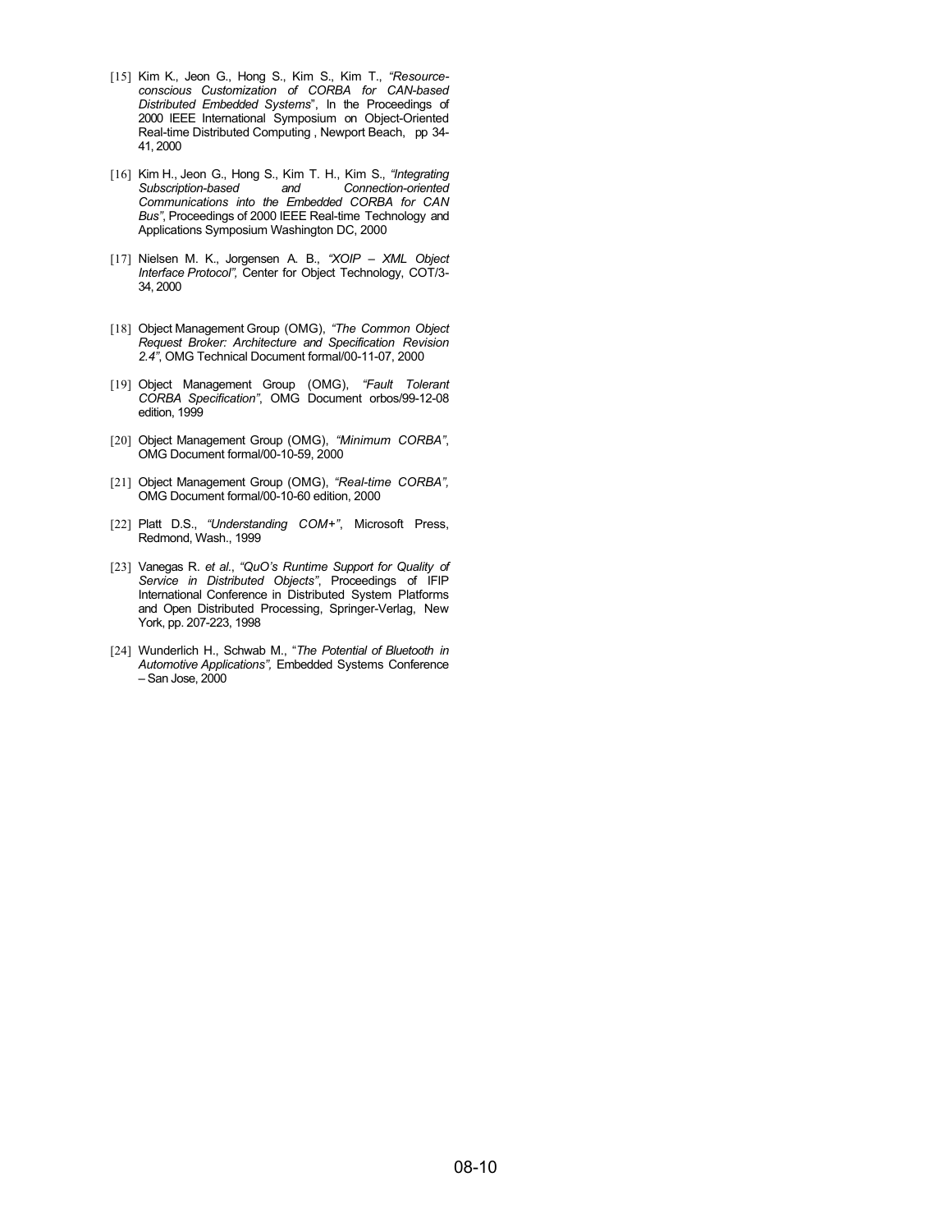[15] Kim K., Jeon G., Hong S., Kim S., Kim T., *"Resource-conscious Customization of CORBA for CAN-based Distributed Embedded Systems*", In the Proceedings of 2000 IEEE International Symposium on Object-Oriented Real-time Distributed Computing , Newport Beach, pp 34-41, 2000

[16] Kim H., Jeon G., Hong S., Kim T. H., Kim S., *"Integrating Subscription-based and Connection-oriented Communications into the Embedded CORBA for CAN Bus"*, Proceedings of 2000 IEEE Real-time Technology and Applications Symposium Washington DC, 2000

[17] Nielsen M. K., Jorgensen A. B., *"XOIP – XML Object Interface Protocol",* Center for Object Technology, COT/3-34, 2000

[18] Object Management Group (OMG), *"The Common Object Request Broker: Architecture and Specification Revision 2.4"*, OMG Technical Document formal/00-11-07, 2000

[19] Object Management Group (OMG), *"Fault Tolerant CORBA Specification"*, OMG Document orbos/99-12-08 edition, 1999

[20] Object Management Group (OMG), *"Minimum CORBA"*, OMG Document formal/00-10-59, 2000

[21] Object Management Group (OMG), *"Real-time CORBA",* OMG Document formal/00-10-60 edition, 2000

[22] Platt D.S., *"Understanding COM+"*, Microsoft Press, Redmond, Wash., 1999

[23] Vanegas R. *et al.*, *"QuO's Runtime Support for Quality of Service in Distributed Objects"*, Proceedings of IFIP International Conference in Distributed System Platforms and Open Distributed Processing, Springer-Verlag, New York, pp. 207-223, 1998

[24] Wunderlich H., Schwab M., "*The Potential of Bluetooth in Automotive Applications",* Embedded Systems Conference – San Jose, 2000